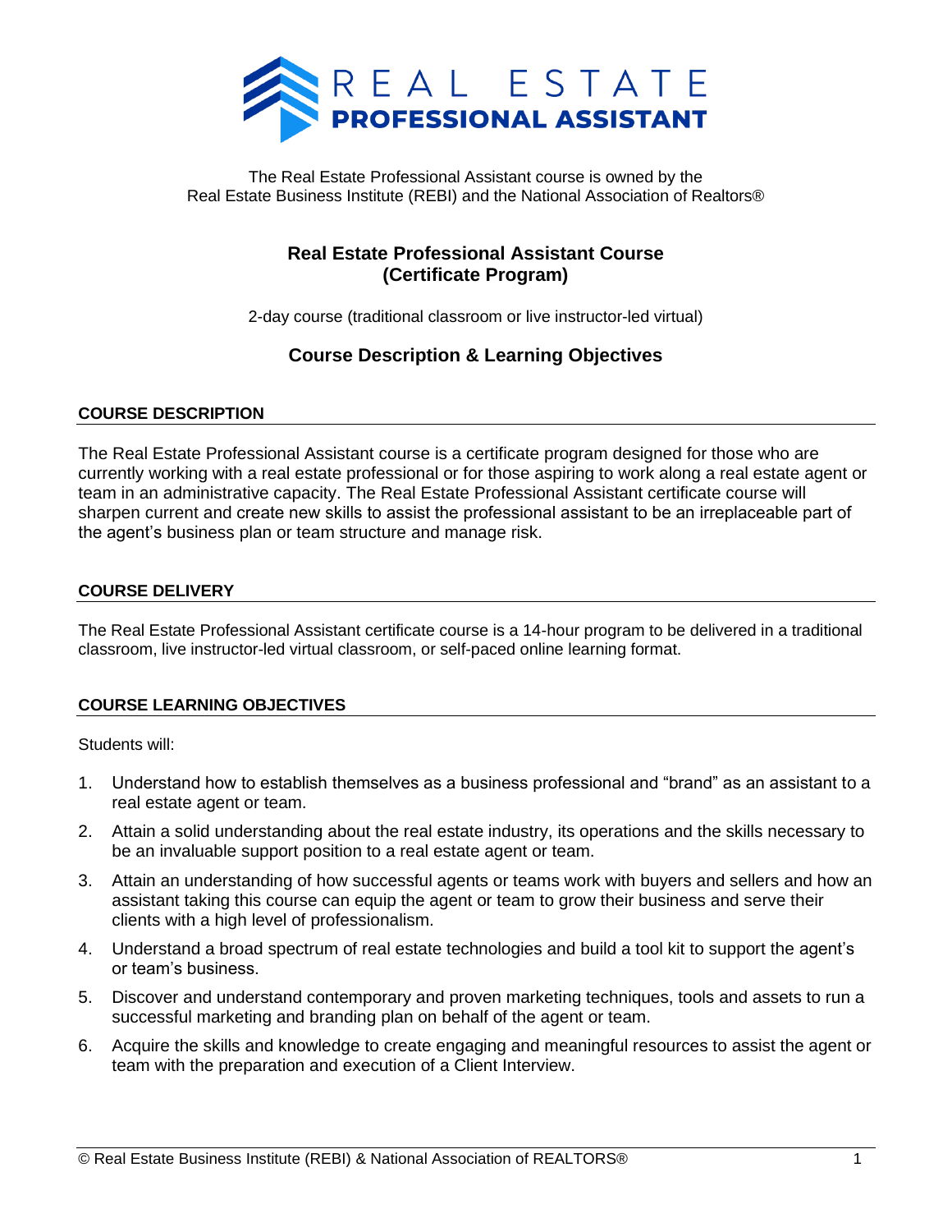# REAL ESTATE PROFESSIONAL ASSISTANT

The Real Estate Professional Assistant course is owned by the
Real Estate Business Institute (REBI) and the National Association of Realtors®

## Real Estate Professional Assistant Course (Certificate Program)

2-day course (traditional classroom or live instructor-led virtual)

## Course Description & Learning Objectives

### COURSE DESCRIPTION

The Real Estate Professional Assistant course is a certificate program designed for those who are currently working with a real estate professional or for those aspiring to work along a real estate agent or team in an administrative capacity. The Real Estate Professional Assistant certificate course will sharpen current and create new skills to assist the professional assistant to be an irreplaceable part of the agent's business plan or team structure and manage risk.

### COURSE DELIVERY

The Real Estate Professional Assistant certificate course is a 14-hour program to be delivered in a traditional classroom, live instructor-led virtual classroom, or self-paced online learning format.

### COURSE LEARNING OBJECTIVES

Students will:

1. Understand how to establish themselves as a business professional and "brand" as an assistant to a real estate agent or team.
2. Attain a solid understanding about the real estate industry, its operations and the skills necessary to be an invaluable support position to a real estate agent or team.
3. Attain an understanding of how successful agents or teams work with buyers and sellers and how an assistant taking this course can equip the agent or team to grow their business and serve their clients with a high level of professionalism.
4. Understand a broad spectrum of real estate technologies and build a tool kit to support the agent's or team's business.
5. Discover and understand contemporary and proven marketing techniques, tools and assets to run a successful marketing and branding plan on behalf of the agent or team.
6. Acquire the skills and knowledge to create engaging and meaningful resources to assist the agent or team with the preparation and execution of a Client Interview.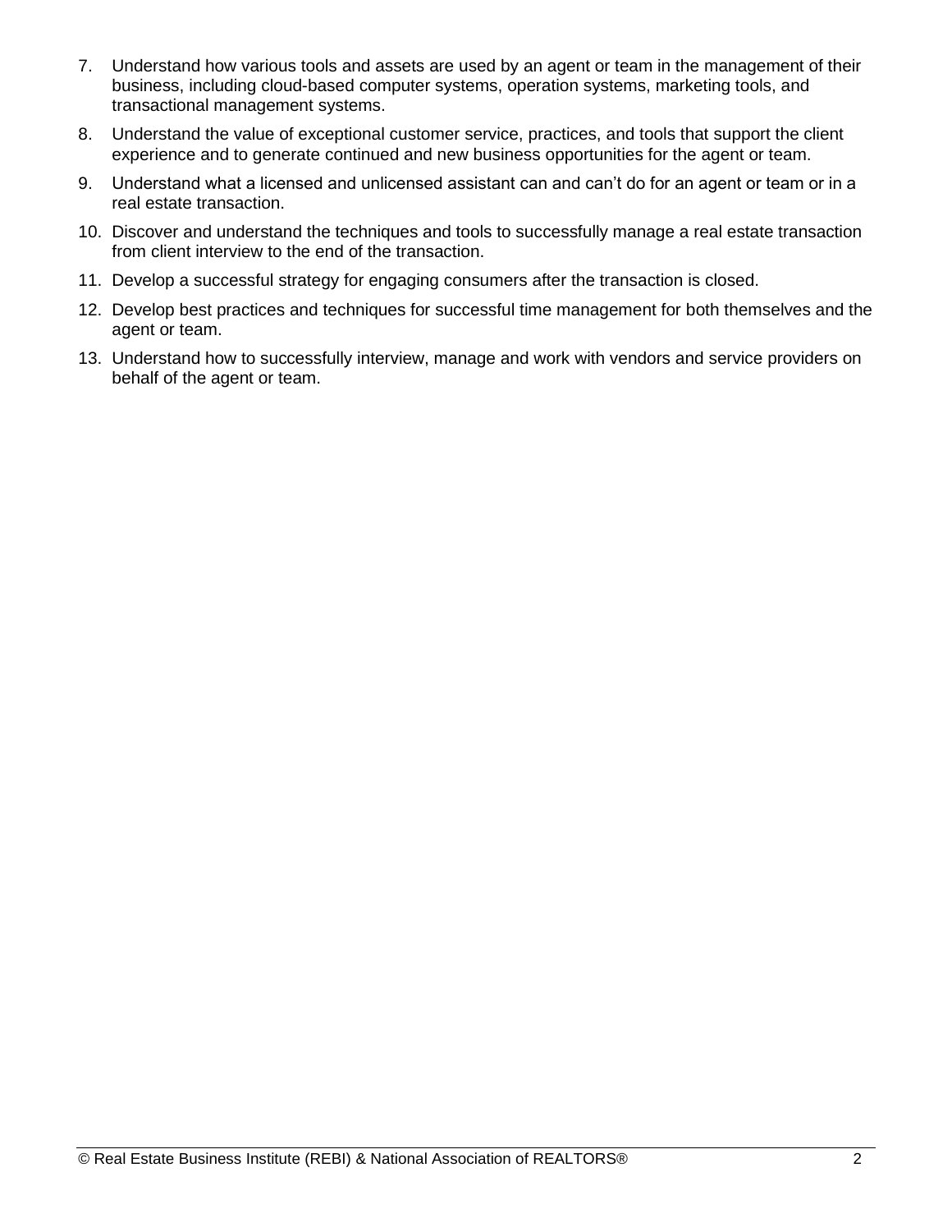7. Understand how various tools and assets are used by an agent or team in the management of their business, including cloud-based computer systems, operation systems, marketing tools, and transactional management systems.
8. Understand the value of exceptional customer service, practices, and tools that support the client experience and to generate continued and new business opportunities for the agent or team.
9. Understand what a licensed and unlicensed assistant can and can't do for an agent or team or in a real estate transaction.
10. Discover and understand the techniques and tools to successfully manage a real estate transaction from client interview to the end of the transaction.
11. Develop a successful strategy for engaging consumers after the transaction is closed.
12. Develop best practices and techniques for successful time management for both themselves and the agent or team.
13. Understand how to successfully interview, manage and work with vendors and service providers on behalf of the agent or team.